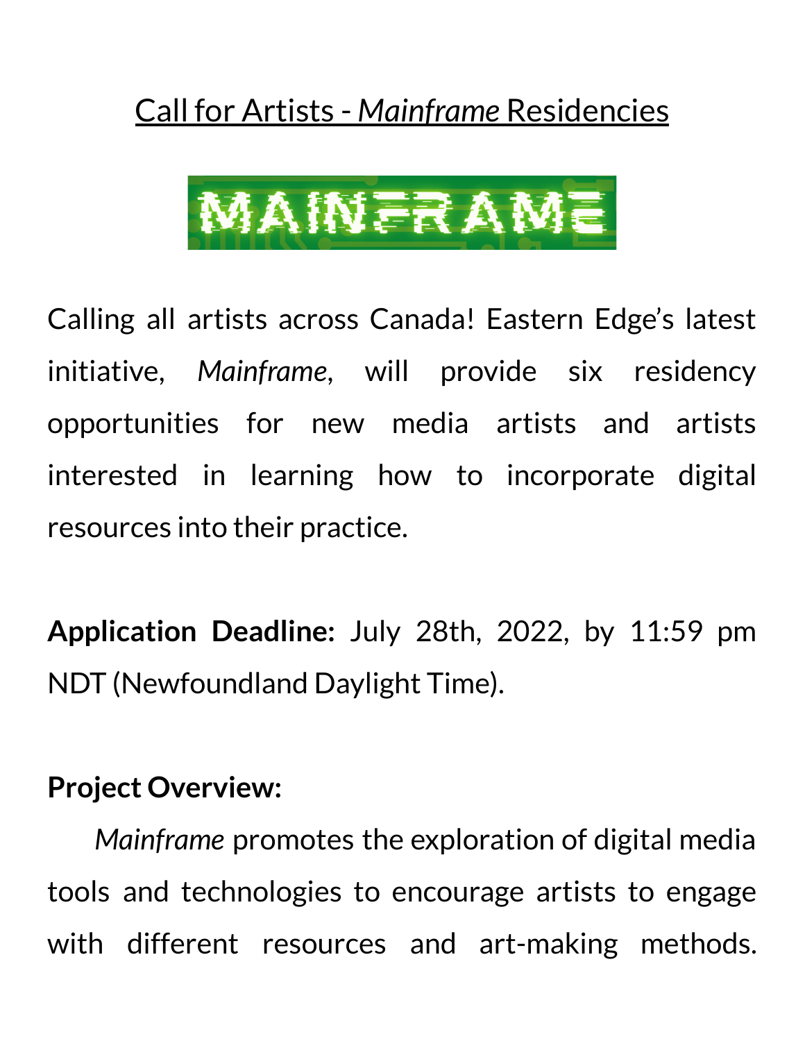# Call for Artists - *Mainframe* Residencies

Calling all artists across Canada! Eastern Edge's latest initiative, *Mainframe*, will provide six residency opportunities for new media artists and artists interested in learning how to incorporate digital resources into their practice.

**Application Deadline:** July 28th, 2022, by 11:59 pm NDT (Newfoundland Daylight Time).

**Project Overview:**

*Mainframe* promotes the exploration of digital media tools and technologies to encourage artists to engage with different resources and art-making methods.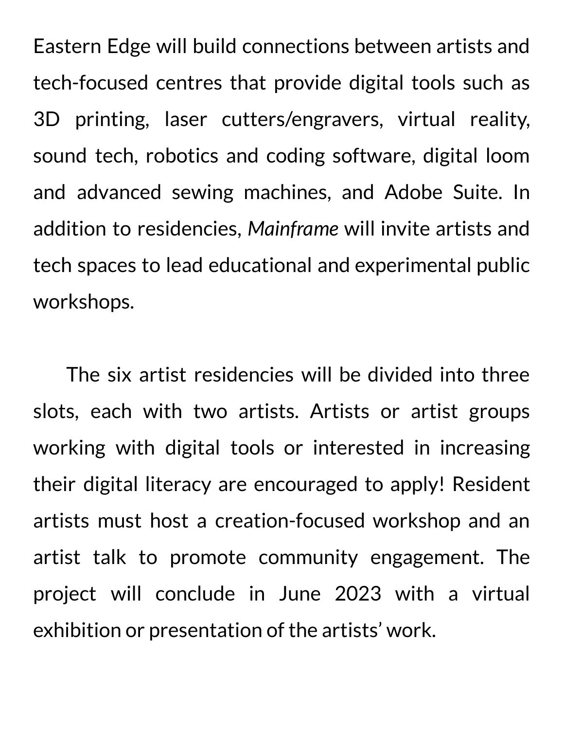Eastern Edge will build connections between artists and tech-focused centres that provide digital tools such as 3D printing, laser cutters/engravers, virtual reality, sound tech, robotics and coding software, digital loom and advanced sewing machines, and Adobe Suite. In addition to residencies, *Mainframe* will invite artists and tech spaces to lead educational and experimental public workshops.

The six artist residencies will be divided into three slots, each with two artists. Artists or artist groups working with digital tools or interested in increasing their digital literacy are encouraged to apply! Resident artists must host a creation-focused workshop and an artist talk to promote community engagement. The project will conclude in June 2023 with a virtual exhibition or presentation of the artists' work.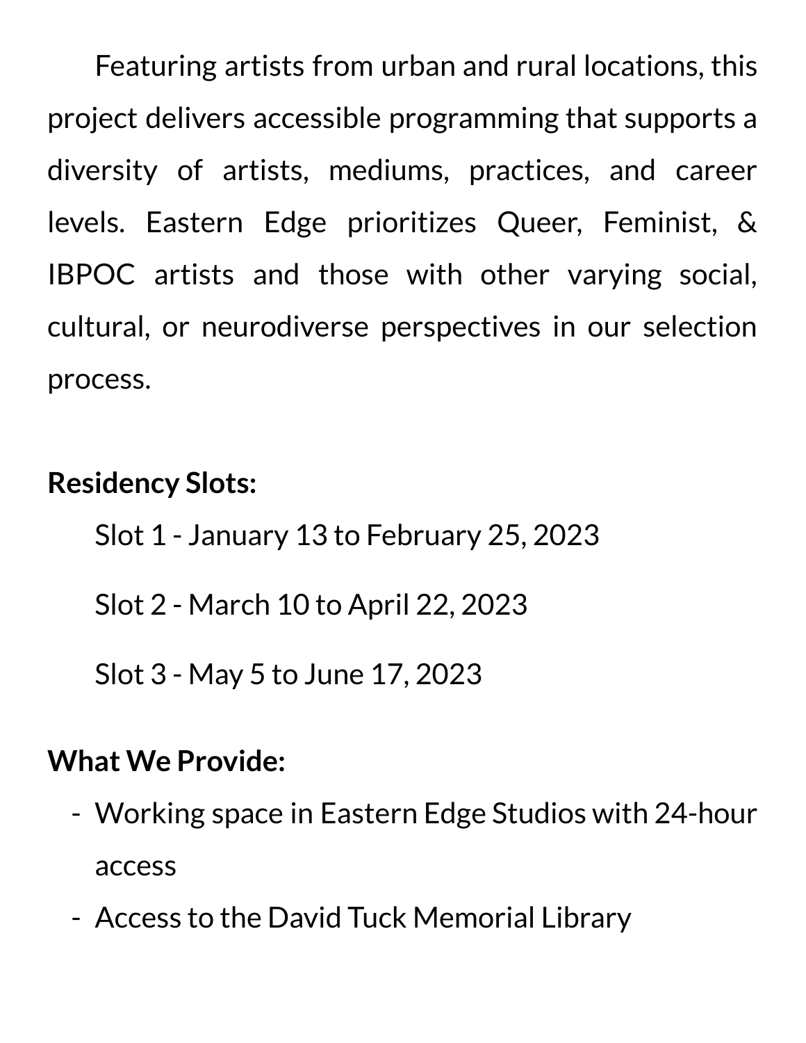Featuring artists from urban and rural locations, this project delivers accessible programming that supports a diversity of artists, mediums, practices, and career levels. Eastern Edge prioritizes Queer, Feminist, & IBPOC artists and those with other varying social, cultural, or neurodiverse perspectives in our selection process.

**Residency Slots:**

Slot 1 - January 13 to February 25, 2023

Slot 2 - March 10 to April 22, 2023

Slot 3 - May 5 to June 17, 2023

**What We Provide:**

- Working space in Eastern Edge Studios with 24-hour access
- Access to the David Tuck Memorial Library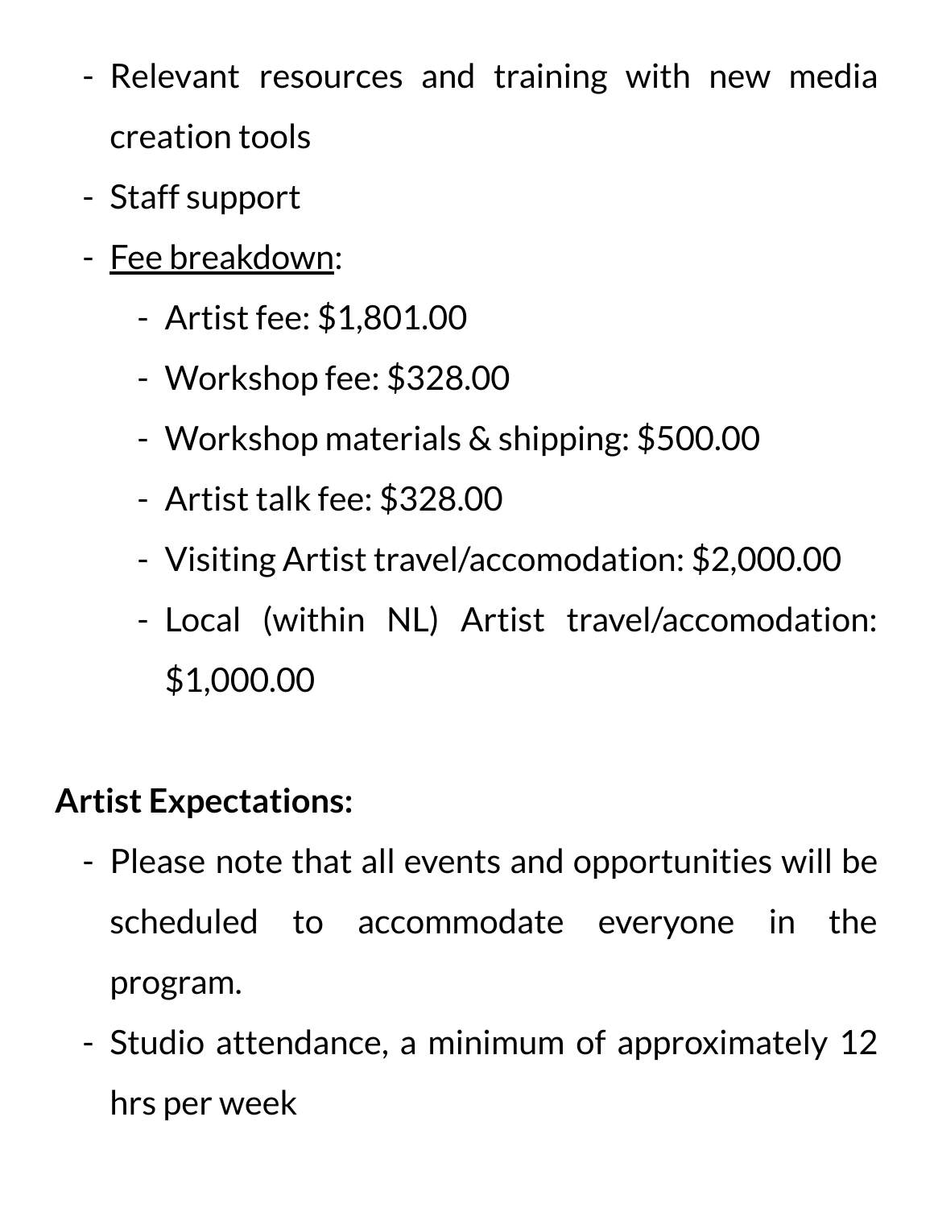- Relevant resources and training with new media creation tools
- Staff support
- <u>Fee breakdown</u>:
    - Artist fee: $1,801.00
    - Workshop fee: $328.00
    - Workshop materials & shipping: $500.00
    - Artist talk fee: $328.00
    - Visiting Artist travel/accomodation: $2,000.00
    - Local (within NL) Artist travel/accomodation: $1,000.00

**Artist Expectations:**

- Please note that all events and opportunities will be scheduled to accommodate everyone in the program.
- Studio attendance, a minimum of approximately 12 hrs per week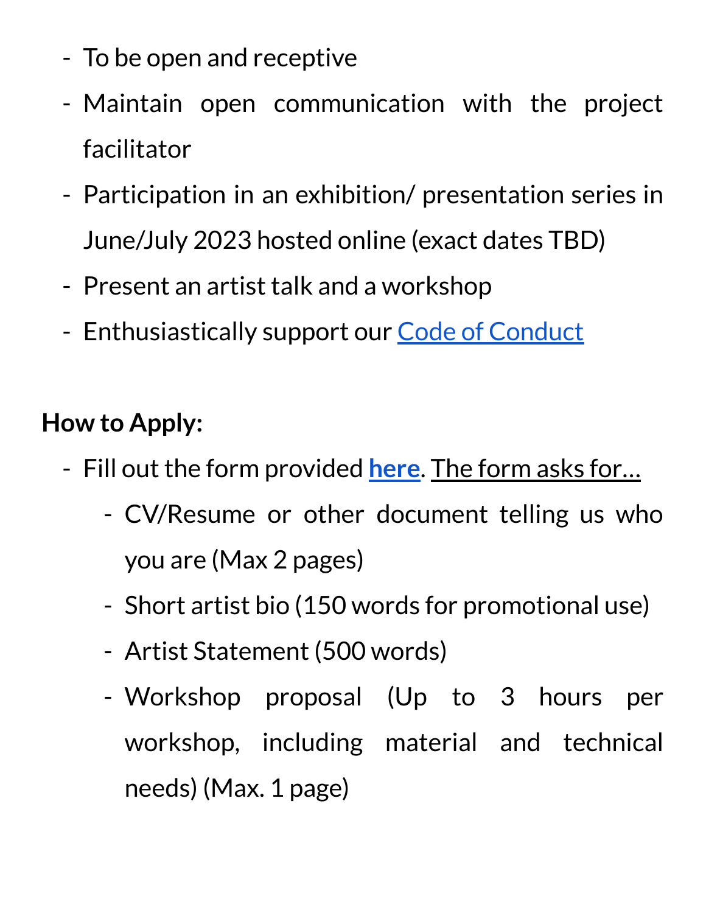- To be open and receptive
- Maintain open communication with the project facilitator
- Participation in an exhibition/ presentation series in June/July 2023 hosted online (exact dates TBD)
- Present an artist talk and a workshop
- Enthusiastically support our Code of Conduct

**How to Apply:**

- Fill out the form provided **here**. The form asks for…
  - CV/Resume or other document telling us who you are (Max 2 pages)
  - Short artist bio (150 words for promotional use)
  - Artist Statement (500 words)
  - Workshop proposal (Up to 3 hours per workshop, including material and technical needs) (Max. 1 page)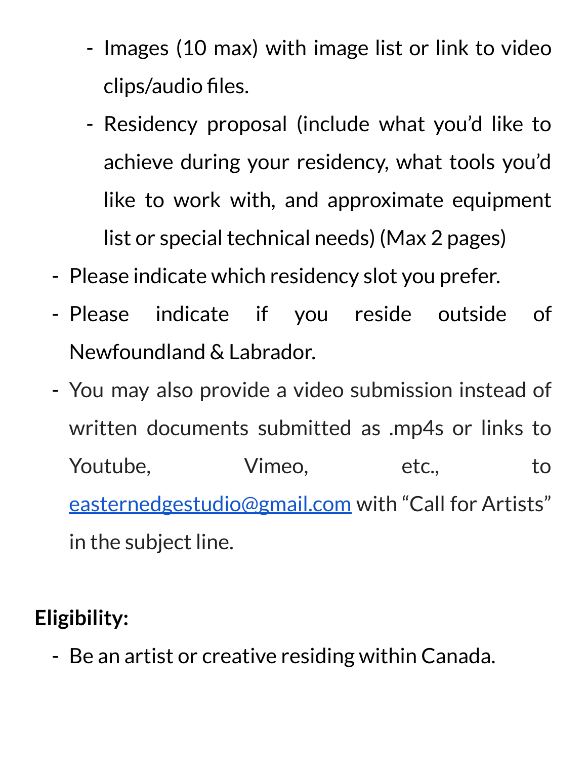- Images (10 max) with image list or link to video clips/audio files.
    - Residency proposal (include what you'd like to achieve during your residency, what tools you'd like to work with, and approximate equipment list or special technical needs) (Max 2 pages)
- Please indicate which residency slot you prefer.
- Please indicate if you reside outside of Newfoundland & Labrador.
- You may also provide a video submission instead of written documents submitted as .mp4s or links to Youtube, Vimeo, etc., to easternedgestudio@gmail.com with "Call for Artists" in the subject line.

**Eligibility:**

- Be an artist or creative residing within Canada.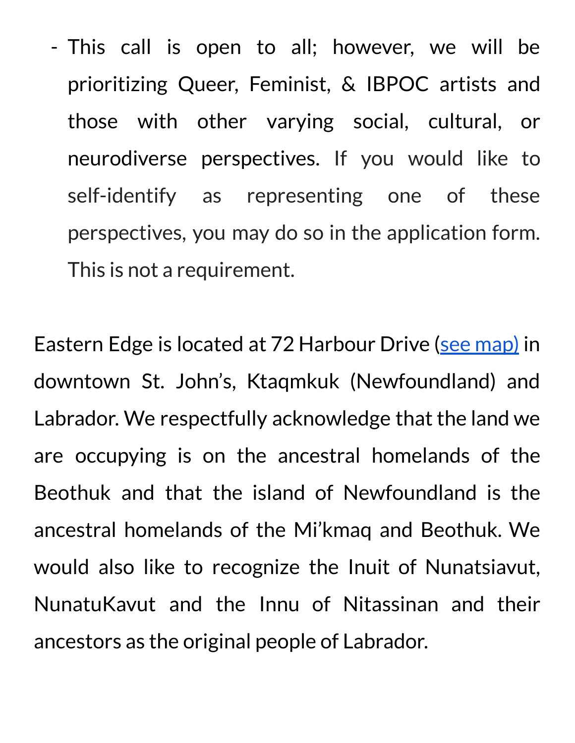- This call is open to all; however, we will be prioritizing Queer, Feminist, & IBPOC artists and those with other varying social, cultural, or neurodiverse perspectives. If you would like to self-identify as representing one of these perspectives, you may do so in the application form. This is not a requirement.

Eastern Edge is located at 72 Harbour Drive (see map) in downtown St. John's, Ktaqmkuk (Newfoundland) and Labrador. We respectfully acknowledge that the land we are occupying is on the ancestral homelands of the Beothuk and that the island of Newfoundland is the ancestral homelands of the Mi'kmaq and Beothuk. We would also like to recognize the Inuit of Nunatsiavut, NunatuKavut and the Innu of Nitassinan and their ancestors as the original people of Labrador.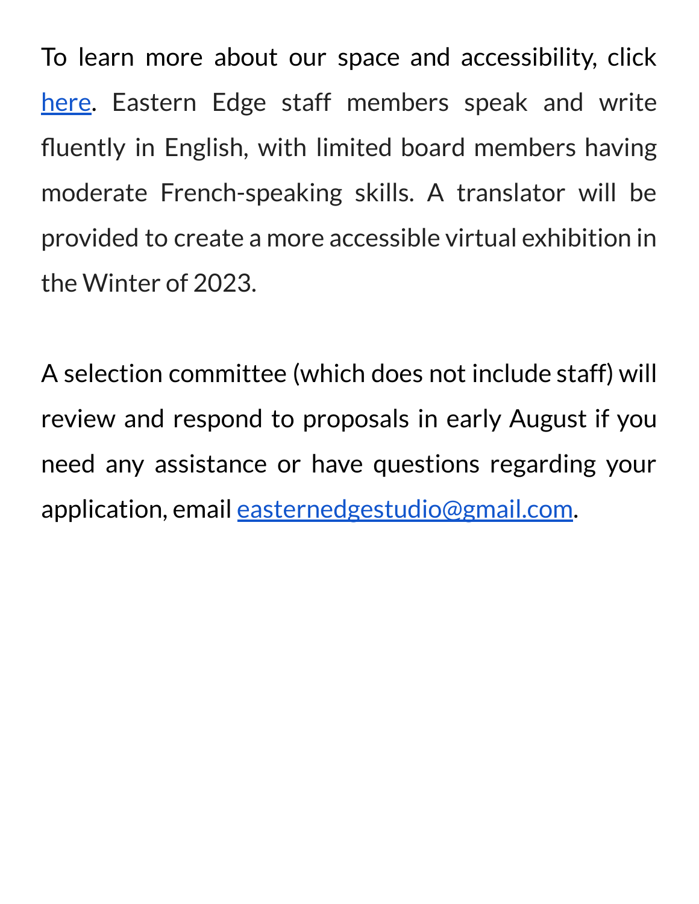To learn more about our space and accessibility, click here. Eastern Edge staff members speak and write fluently in English, with limited board members having moderate French-speaking skills. A translator will be provided to create a more accessible virtual exhibition in the Winter of 2023.

A selection committee (which does not include staff) will review and respond to proposals in early August if you need any assistance or have questions regarding your application, email easternedgestudio@gmail.com.